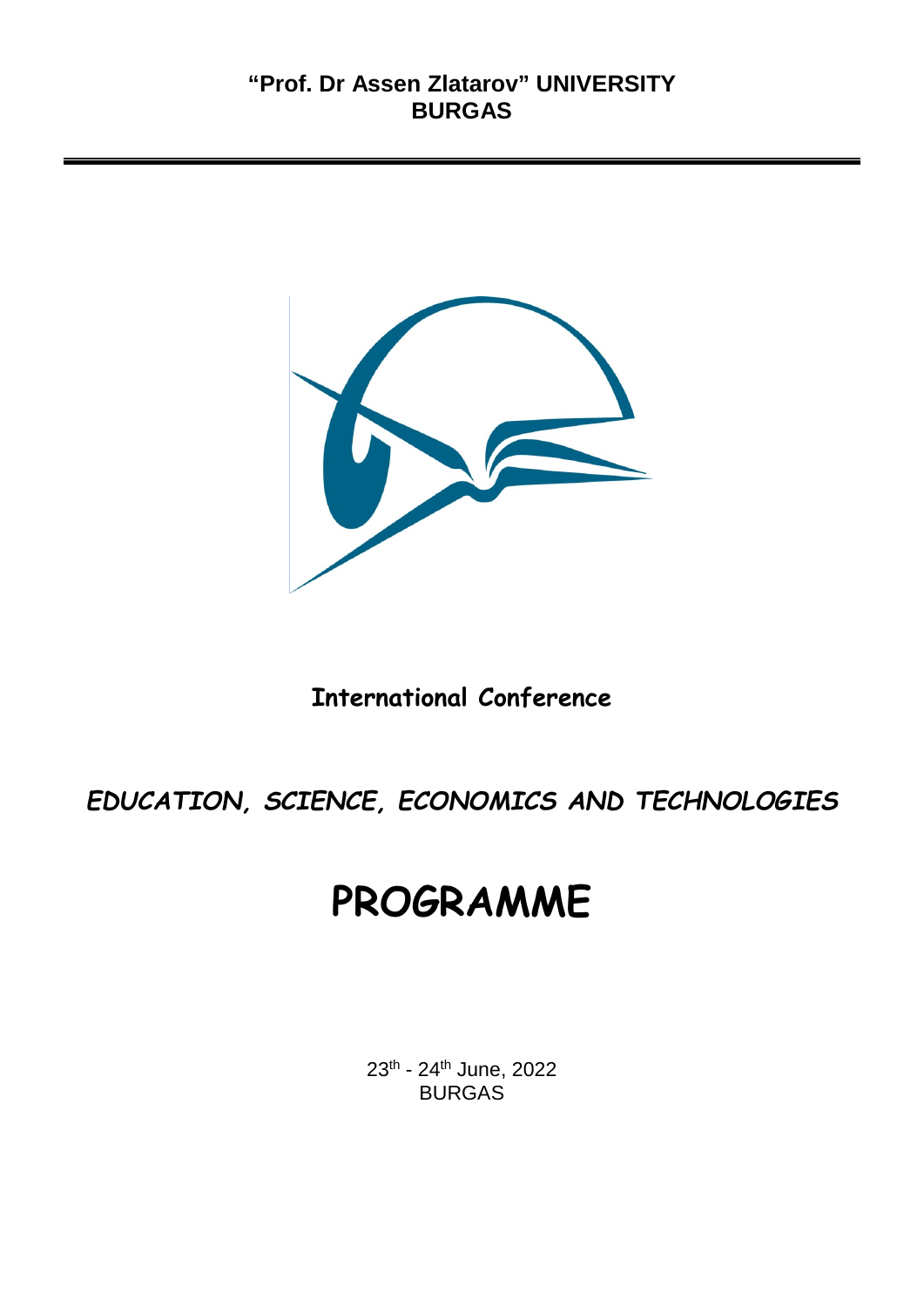**“Prof. Dr Assen Zlatarov” UNIVERSITY**
**BURGAS**

---

**International Conference**

***EDUCATION, SCIENCE, ECONOMICS AND TECHNOLOGIES***

# PROGRAMME

23th - 24th June, 2022
BURGAS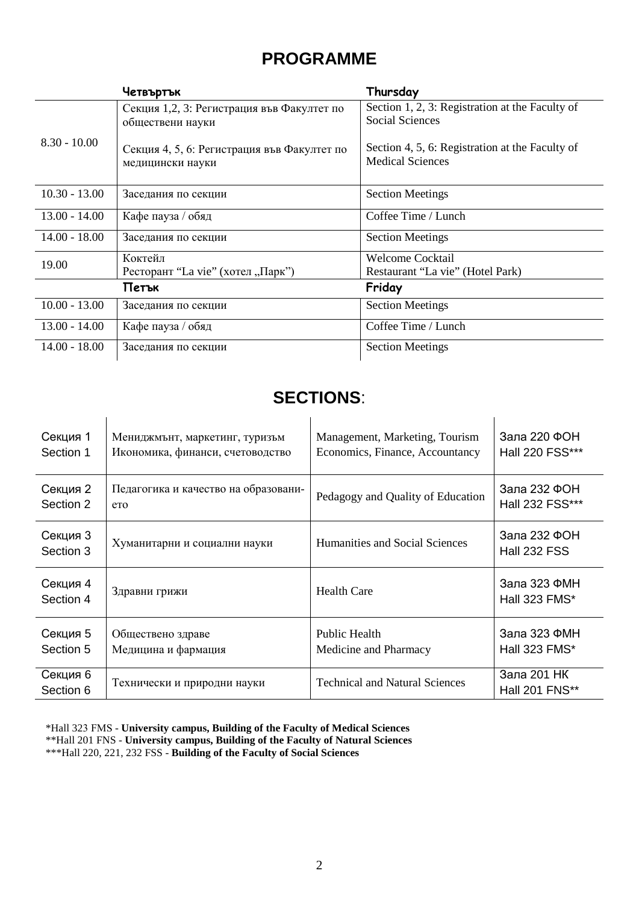# PROGRAMME

| | Четвъртък | Thursday |
|---|---|---|
| 8.30 - 10.00 | Секция 1,2, 3: Регистрация във Факултет по обществени науки<br><br>Секция 4, 5, 6: Регистрация във Факултет по медицински науки | Section 1, 2, 3: Registration at the Faculty of Social Sciences<br><br>Section 4, 5, 6: Registration at the Faculty of Medical Sciences |
| 10.30 - 13.00 | Заседания по секции | Section Meetings |
| 13.00 - 14.00 | Кафе пауза / обяд | Coffee Time / Lunch |
| 14.00 - 18.00 | Заседания по секции | Section Meetings |
| 19.00 | Коктейл<br>Ресторант "La vie" (хотел „Парк") | Welcome Cocktail<br>Restaurant "La vie" (Hotel Park) |
| | **Петък** | **Friday** |
| 10.00 - 13.00 | Заседания по секции | Section Meetings |
| 13.00 - 14.00 | Кафе пауза / обяд | Coffee Time / Lunch |
| 14.00 - 18.00 | Заседания по секции | Section Meetings |

# SECTIONS:

| | | | |
|---|---|---|---|
| Секция 1<br>Section 1 | Мениджмънт, маркетинг, туризъм<br>Икономика, финанси, счетоводство | Management, Marketing, Tourism<br>Economics, Finance, Accountancy | Зала 220 ФОН<br>Hall 220 FSS*** |
| Секция 2<br>Section 2 | Педагогика и качество на образованието | Pedagogy and Quality of Education | Зала 232 ФОН<br>Hall 232 FSS*** |
| Секция 3<br>Section 3 | Хуманитарни и социални науки | Humanities and Social Sciences | Зала 232 ФОН<br>Hall 232 FSS |
| Секция 4<br>Section 4 | Здравни грижи | Health Care | Зала 323 ФМН<br>Hall 323 FMS* |
| Секция 5<br>Section 5 | Обществено здраве<br>Медицина и фармация | Public Health<br>Medicine and Pharmacy | Зала 323 ФМН<br>Hall 323 FMS* |
| Секция 6<br>Section 6 | Технически и природни науки | Technical and Natural Sciences | Зала 201 НК<br>Hall 201 FNS** |

*Hall 323 FMS - **University campus, Building of the Faculty of Medical Sciences**
**Hall 201 FNS - **University campus, Building of the Faculty of Natural Sciences**
***Hall 220, 221, 232 FSS - **Building of the Faculty of Social Sciences**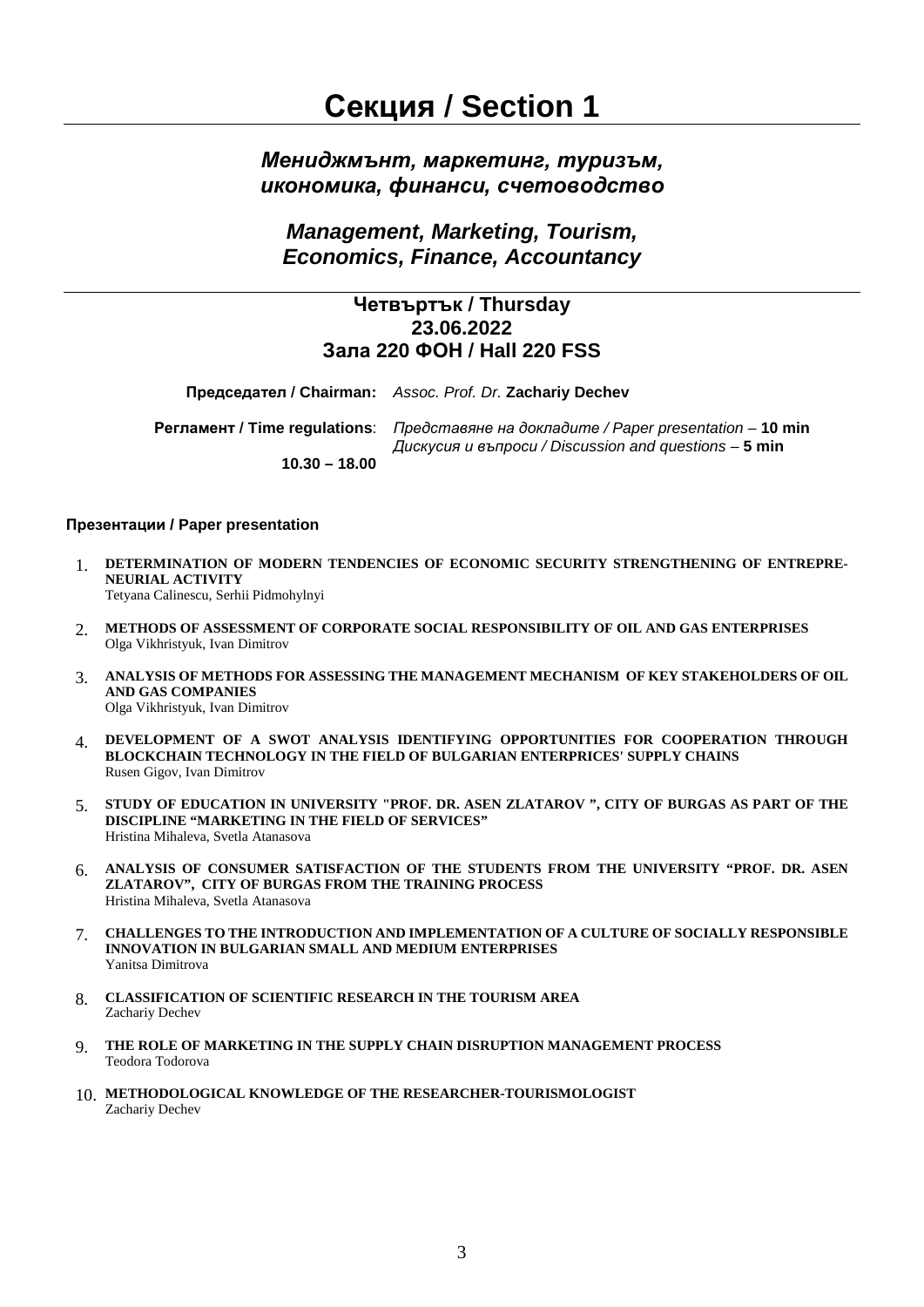# Секция / Section 1

## *Мениджмънт, маркетинг, туризъм, икономика, финанси, счетоводство*

## *Management, Marketing, Tourism, Economics, Finance, Accountancy*

### Четвъртък / Thursday
### 23.06.2022
### Зала 220 ФОН / Hall 220 FSS

**Председател / Chairman:** *Assoc. Prof. Dr.* **Zachariy Dechev**

**Регламент / Time regulations**: *Представяне на докладите / Paper presentation* – **10 min**
*Дискусия и въпроси / Discussion and questions* – **5 min**

**10.30 – 18.00**

**Презентации / Paper presentation**

1. **DETERMINATION OF MODERN TENDENCIES OF ECONOMIC SECURITY STRENGTHENING OF ENTREPRENEURIAL ACTIVITY**
   Tetyana Calinescu, Serhii Pidmohylnyi

2. **METHODS OF ASSESSMENT OF CORPORATE SOCIAL RESPONSIBILITY OF OIL AND GAS ENTERPRISES**
   Olga Vikhristyuk, Ivan Dimitrov

3. **ANALYSIS OF METHODS FOR ASSESSING THE MANAGEMENT MECHANISM OF KEY STAKEHOLDERS OF OIL AND GAS COMPANIES**
   Olga Vikhristyuk, Ivan Dimitrov

4. **DEVELOPMENT OF A SWOT ANALYSIS IDENTIFYING OPPORTUNITIES FOR COOPERATION THROUGH BLOCKCHAIN TECHNOLOGY IN THE FIELD OF BULGARIAN ENTERPRICES' SUPPLY CHAINS**
   Rusen Gigov, Ivan Dimitrov

5. **STUDY OF EDUCATION IN UNIVERSITY "PROF. DR. ASEN ZLATAROV ", CITY OF BURGAS AS PART OF THE DISCIPLINE "MARKETING IN THE FIELD OF SERVICES"**
   Hristina Mihaleva, Svetla Atanasova

6. **ANALYSIS OF CONSUMER SATISFACTION OF THE STUDENTS FROM THE UNIVERSITY "PROF. DR. ASEN ZLATAROV", CITY OF BURGAS FROM THE TRAINING PROCESS**
   Hristina Mihaleva, Svetla Atanasova

7. **CHALLENGES TO THE INTRODUCTION AND IMPLEMENTATION OF A CULTURE OF SOCIALLY RESPONSIBLE INNOVATION IN BULGARIAN SMALL AND MEDIUM ENTERPRISES**
   Yanitsa Dimitrova

8. **CLASSIFICATION OF SCIENTIFIC RESEARCH IN THE TOURISM AREA**
   Zachariy Dechev

9. **THE ROLE OF MARKETING IN THE SUPPLY CHAIN DISRUPTION MANAGEMENT PROCESS**
   Teodora Todorova

10. **METHODOLOGICAL KNOWLEDGE OF THE RESEARCHER-TOURISMOLOGIST**
    Zachariy Dechev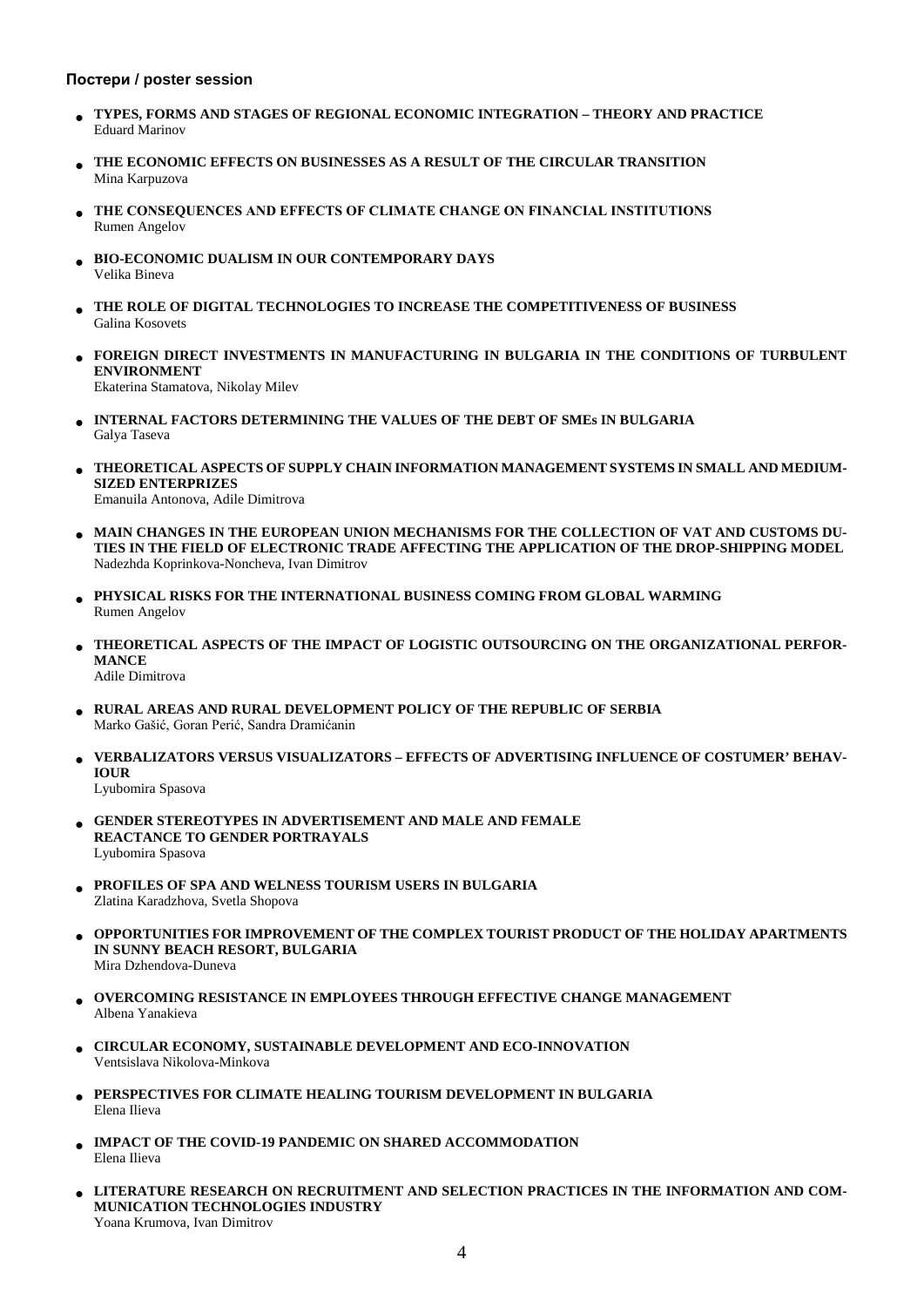#### Постери / poster session

- **TYPES, FORMS AND STAGES OF REGIONAL ECONOMIC INTEGRATION – THEORY AND PRACTICE**
  Eduard Marinov

- **THE ECONOMIC EFFECTS ON BUSINESSES AS A RESULT OF THE CIRCULAR TRANSITION**
  Mina Karpuzova

- **THE CONSEQUENCES AND EFFECTS OF CLIMATE CHANGE ON FINANCIAL INSTITUTIONS**
  Rumen Angelov

- **BIO-ECONOMIC DUALISM IN OUR CONTEMPORARY DAYS**
  Velika Bineva

- **THE ROLE OF DIGITAL TECHNOLOGIES TO INCREASE THE COMPETITIVENESS OF BUSINESS**
  Galina Kosovets

- **FOREIGN DIRECT INVESTMENTS IN MANUFACTURING IN BULGARIA IN THE CONDITIONS OF TURBULENT ENVIRONMENT**
  Ekaterina Stamatova, Nikolay Milev

- **INTERNAL FACTORS DETERMINING THE VALUES OF THE DEBT OF SMEs IN BULGARIA**
  Galya Taseva

- **THEORETICAL ASPECTS OF SUPPLY CHAIN INFORMATION MANAGEMENT SYSTEMS IN SMALL AND MEDIUM-SIZED ENTERPRIZES**
  Emanuila Antonova, Adile Dimitrova

- **MAIN CHANGES IN THE EUROPEAN UNION MECHANISMS FOR THE COLLECTION OF VAT AND CUSTOMS DUTIES IN THE FIELD OF ELECTRONIC TRADE AFFECTING THE APPLICATION OF THE DROP-SHIPPING MODEL**
  Nadezhda Koprinkova-Noncheva, Ivan Dimitrov

- **PHYSICAL RISKS FOR THE INTERNATIONAL BUSINESS COMING FROM GLOBAL WARMING**
  Rumen Angelov

- **THEORETICAL ASPECTS OF THE IMPACT OF LOGISTIC OUTSOURCING ON THE ORGANIZATIONAL PERFORMANCE**
  Adile Dimitrova

- **RURAL AREAS AND RURAL DEVELOPMENT POLICY OF THE REPUBLIC OF SERBIA**
  Marko Gašić, Goran Perić, Sandra Dramićanin

- **VERBALIZATORS VERSUS VISUALIZATORS – EFFECTS OF ADVERTISING INFLUENCE OF COSTUMER' BEHAVIOUR**
  Lyubomira Spasova

- **GENDER STEREOTYPES IN ADVERTISEMENT AND MALE AND FEMALE REACTANCE TO GENDER PORTRAYALS**
  Lyubomira Spasova

- **PROFILES OF SPA AND WELNESS TOURISM USERS IN BULGARIA**
  Zlatina Karadzhova, Svetla Shopova

- **OPPORTUNITIES FOR IMPROVEMENT OF THE COMPLEX TOURIST PRODUCT OF THE HOLIDAY APARTMENTS IN SUNNY BEACH RESORT, BULGARIA**
  Mira Dzhendova-Duneva

- **OVERCOMING RESISTANCE IN EMPLOYEES THROUGH EFFECTIVE CHANGE MANAGEMENT**
  Albena Yanakieva

- **CIRCULAR ECONOMY, SUSTAINABLE DEVELOPMENT AND ECO-INNOVATION**
  Ventsislava Nikolova-Minkova

- **PERSPECTIVES FOR CLIMATE HEALING TOURISM DEVELOPMENT IN BULGARIA**
  Elena Ilieva

- **IMPACT OF THE COVID-19 PANDEMIC ON SHARED ACCOMMODATION**
  Elena Ilieva

- **LITERATURE RESEARCH ON RECRUITMENT AND SELECTION PRACTICES IN THE INFORMATION AND COMMUNICATION TECHNOLOGIES INDUSTRY**
  Yoana Krumova, Ivan Dimitrov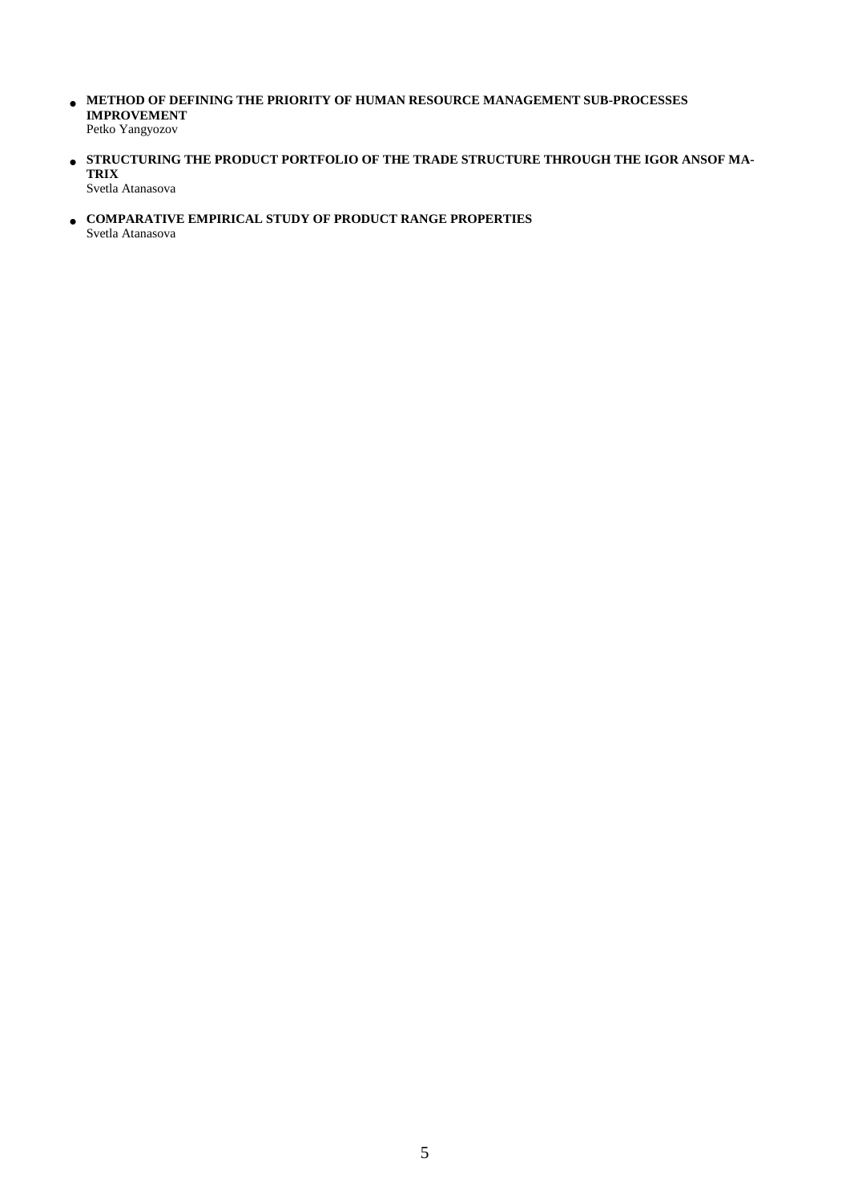- **METHOD OF DEFINING THE PRIORITY OF HUMAN RESOURCE MANAGEMENT SUB-PROCESSES IMPROVEMENT**
  Petko Yangyozov

- **STRUCTURING THE PRODUCT PORTFOLIO OF THE TRADE STRUCTURE THROUGH THE IGOR ANSOF MATRIX**
  Svetla Atanasova

- **COMPARATIVE EMPIRICAL STUDY OF PRODUCT RANGE PROPERTIES**
  Svetla Atanasova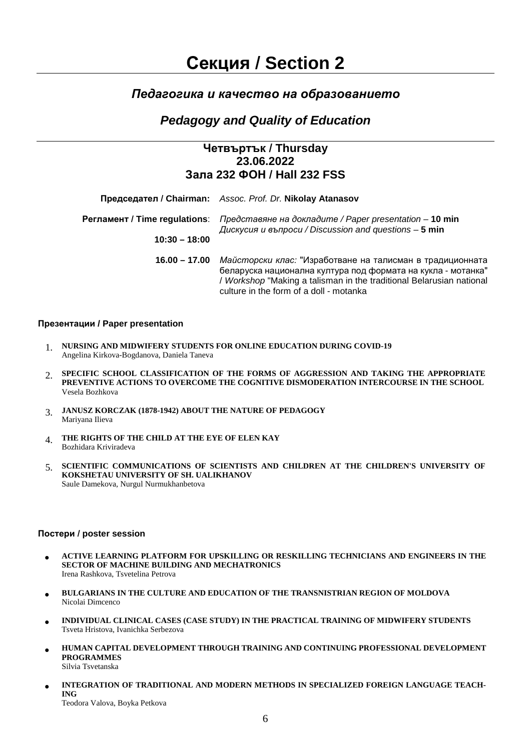# Секция / Section 2

## *Педагогика и качество на образованието*

## *Pedagogy and Quality of Education*

### Четвъртък / Thursday
### 23.06.2022
### Зала 232 ФОН / Hall 232 FSS

**Председател / Chairman:** *Assoc. Prof. Dr.* **Nikolay Atanasov**

**Регламент / Time regulations**: *Представяне на докладите / Paper presentation* – **10 min**
*Дискусия и въпроси / Discussion and questions* – **5 min**

**10:30 – 18:00**

**16.00 – 17.00** *Майсторски клас:* "Изработване на талисман в традиционната беларуска национална култура под формата на кукла - мотанка" / *Workshop* "Making a talisman in the traditional Belarusian national culture in the form of a doll - motanka

**Презентации / Paper presentation**

1. **NURSING AND MIDWIFERY STUDENTS FOR ONLINE EDUCATION DURING COVID-19**
   Angelina Kirkova-Bogdanova, Daniela Taneva
2. **SPECIFIC SCHOOL CLASSIFICATION OF THE FORMS OF AGGRESSION AND TAKING THE APPROPRIATE PREVENTIVE ACTIONS TO OVERCOME THE COGNITIVE DISMODERATION INTERCOURSE IN THE SCHOOL**
   Vesela Bozhkova
3. **JANUSZ KORCZAK (1878-1942) ABOUT THE NATURE OF PEDAGOGY**
   Mariyana Ilieva
4. **THE RIGHTS OF THE CHILD AT THE EYE OF ELEN KAY**
   Bozhidara Kriviradeva
5. **SCIENTIFIC COMMUNICATIONS OF SCIENTISTS AND CHILDREN AT THE CHILDREN'S UNIVERSITY OF KOKSHETAU UNIVERSITY OF SH. UALIKHANOV**
   Saule Damekova, Nurgul Nurmukhanbetova

**Постери / poster session**

- **ACTIVE LEARNING PLATFORM FOR UPSKILLING OR RESKILLING TECHNICIANS AND ENGINEERS IN THE SECTOR OF MACHINE BUILDING AND MECHATRONICS**
  Irena Rashkova, Tsvetelina Petrova
- **BULGARIANS IN THE CULTURE AND EDUCATION OF THE TRANSNISTRIAN REGION OF MOLDOVA**
  Nicolai Dimcenco
- **INDIVIDUAL CLINICAL CASES (CASE STUDY) IN THE PRACTICAL TRAINING OF MIDWIFERY STUDENTS**
  Tsveta Hristova, Ivanichka Serbezova
- **HUMAN CAPITAL DEVELOPMENT THROUGH TRAINING AND CONTINUING PROFESSIONAL DEVELOPMENT PROGRAMMES**
  Silvia Tsvetanska
- **INTEGRATION OF TRADITIONAL AND MODERN METHODS IN SPECIALIZED FOREIGN LANGUAGE TEACH-ING**
  Teodora Valova, Boyka Petkova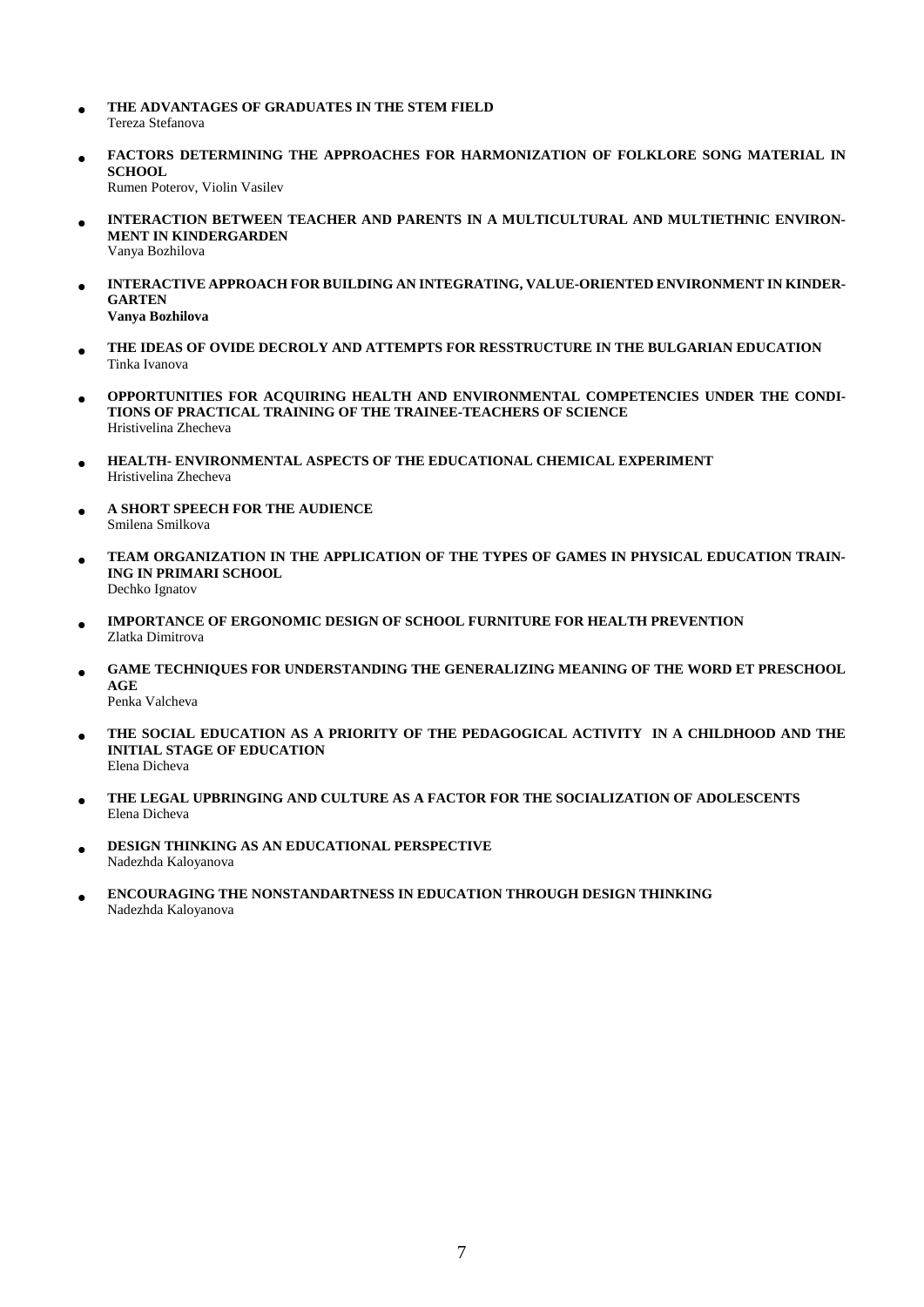- **THE ADVANTAGES OF GRADUATES IN THE STEM FIELD**
  Tereza Stefanova

- **FACTORS DETERMINING THE APPROACHES FOR HARMONIZATION OF FOLKLORE SONG MATERIAL IN SCHOOL**
  Rumen Poterov, Violin Vasilev

- **INTERACTION BETWEEN TEACHER AND PARENTS IN A MULTICULTURAL AND MULTIETHNIC ENVIRON-MENT IN KINDERGARDEN**
  Vanya Bozhilova

- **INTERACTIVE APPROACH FOR BUILDING AN INTEGRATING, VALUE-ORIENTED ENVIRONMENT IN KINDER-GARTEN**
  **Vanya Bozhilova**

- **THE IDEAS OF OVIDE DECROLY AND ATTEMPTS FOR RESSTRUCTURE IN THE BULGARIAN EDUCATION**
  Tinka Ivanova

- **OPPORTUNITIES FOR ACQUIRING HEALTH AND ENVIRONMENTAL COMPETENCIES UNDER THE CONDI-TIONS OF PRACTICAL TRAINING OF THE TRAINEE-TEACHERS OF SCIENCE**
  Hristivelina Zhecheva

- **HEALTH- ENVIRONMENTAL ASPECTS OF THE EDUCATIONAL CHEMICAL EXPERIMENT**
  Hristivelina Zhecheva

- **A SHORT SPEECH FOR THE AUDIENCE**
  Smilena Smilkova

- **TEAM ORGANIZATION IN THE APPLICATION OF THE TYPES OF GAMES IN PHYSICAL EDUCATION TRAIN-ING IN PRIMARI SCHOOL**
  Dechko Ignatov

- **IMPORTANCE OF ERGONOMIC DESIGN OF SCHOOL FURNITURE FOR HEALTH PREVENTION**
  Zlatka Dimitrova

- **GAME TECHNIQUES FOR UNDERSTANDING THE GENERALIZING MEANING OF THE WORD ET PRESCHOOL AGE**
  Penka Valcheva

- **THE SOCIAL EDUCATION AS A PRIORITY OF THE PEDAGOGICAL ACTIVITY IN A CHILDHOOD AND THE INITIAL STAGE OF EDUCATION**
  Elena Dicheva

- **THE LEGAL UPBRINGING AND CULTURE AS A FACTOR FOR THE SOCIALIZATION OF ADOLESCENTS**
  Elena Dicheva

- **DESIGN THINKING AS AN EDUCATIONAL PERSPECTIVE**
  Nadezhda Kaloyanova

- **ENCOURAGING THE NONSTANDARTNESS IN EDUCATION THROUGH DESIGN THINKING**
  Nadezhda Kaloyanova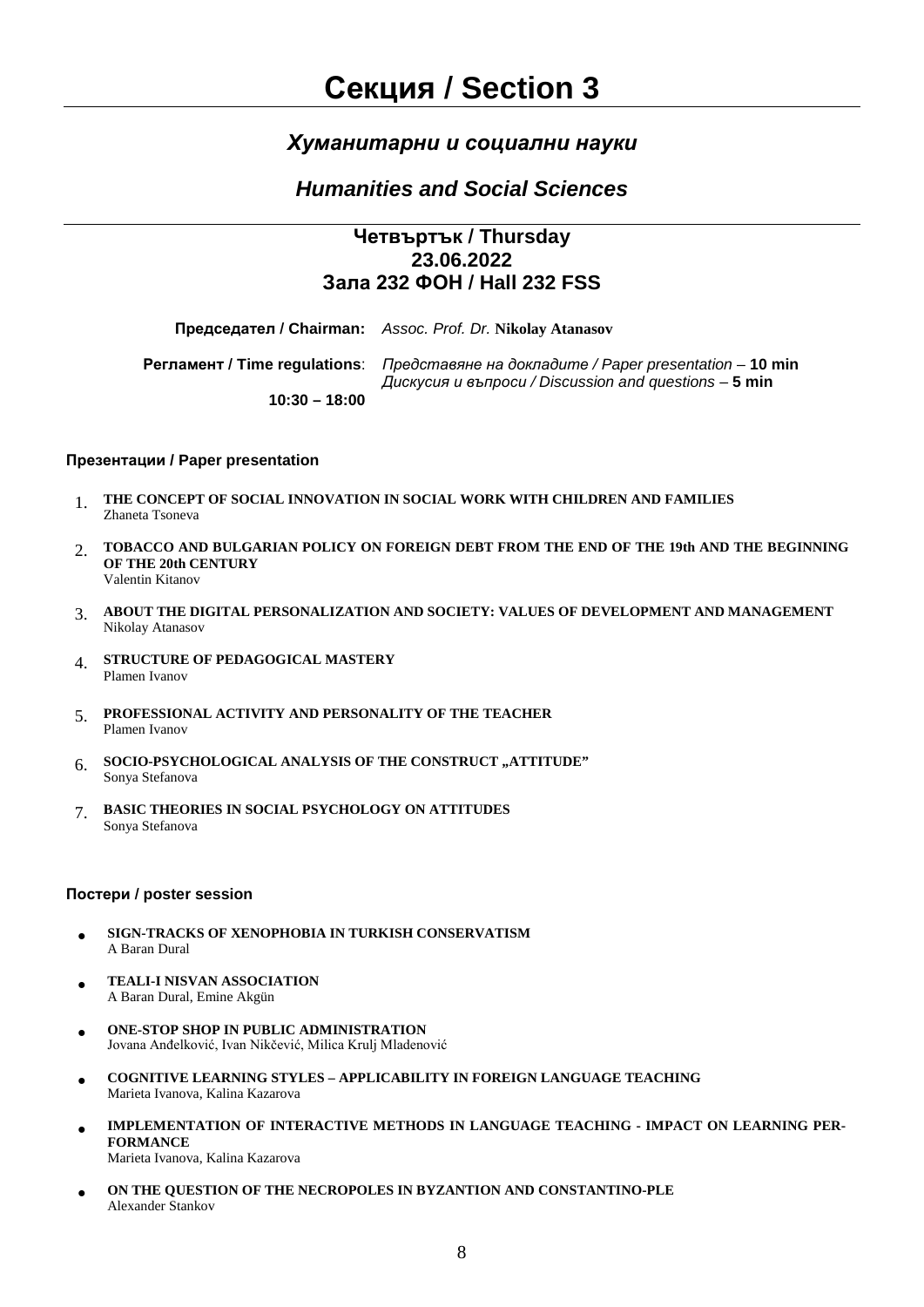# Секция / Section 3

## *Хуманитарни и социални науки*

## *Humanities and Social Sciences*

### Четвъртък / Thursday
### 23.06.2022
### Зала 232 ФОН / Hall 232 FSS

**Председател / Chairman:** *Assoc. Prof. Dr.* **Nikolay Atanasov**

**Регламент / Time regulations**: *Представяне на докладите / Paper presentation* – **10 min**
*Дискусия и въпроси / Discussion and questions* – **5 min**

**10:30 – 18:00**

**Презентации / Paper presentation**

1. **THE CONCEPT OF SOCIAL INNOVATION IN SOCIAL WORK WITH CHILDREN AND FAMILIES**
   Zhaneta Tsoneva

2. **TOBACCO AND BULGARIAN POLICY ON FOREIGN DEBT FROM THE END OF THE 19th AND THE BEGINNING OF THE 20th CENTURY**
   Valentin Kitanov

3. **ABOUT THE DIGITAL PERSONALIZATION AND SOCIETY: VALUES OF DEVELOPMENT AND MANAGEMENT**
   Nikolay Atanasov

4. **STRUCTURE OF PEDAGOGICAL MASTERY**
   Plamen Ivanov

5. **PROFESSIONAL ACTIVITY AND PERSONALITY OF THE TEACHER**
   Plamen Ivanov

6. **SOCIO-PSYCHOLOGICAL ANALYSIS OF THE CONSTRUCT „ATTITUDE"**
   Sonya Stefanova

7. **BASIC THEORIES IN SOCIAL PSYCHOLOGY ON ATTITUDES**
   Sonya Stefanova

**Постери / poster session**

- **SIGN-TRACKS OF XENOPHOBIA IN TURKISH CONSERVATISM**
  A Baran Dural

- **TEALI-I NISVAN ASSOCIATION**
  A Baran Dural, Emine Akgün

- **ONE-STOP SHOP IN PUBLIC ADMINISTRATION**
  Jovana Anđelković, Ivan Nikčević, Milica Krulj Mladenović

- **COGNITIVE LEARNING STYLES – APPLICABILITY IN FOREIGN LANGUAGE TEACHING**
  Marieta Ivanova, Kalina Kazarova

- **IMPLEMENTATION OF INTERACTIVE METHODS IN LANGUAGE TEACHING - IMPACT ON LEARNING PERFORMANCE**
  Marieta Ivanova, Kalina Kazarova

- **ON THE QUESTION OF THE NECROPOLES IN BYZANTION AND CONSTANTINO-PLE**
  Alexander Stankov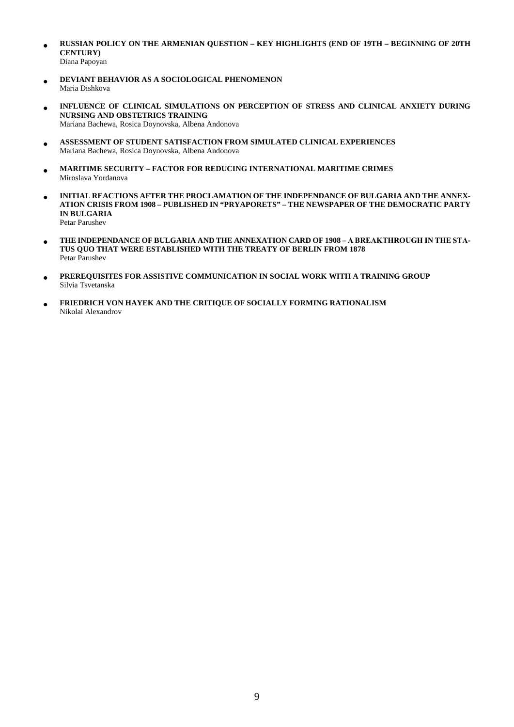- **RUSSIAN POLICY ON THE ARMENIAN QUESTION – KEY HIGHLIGHTS (END OF 19TH – BEGINNING OF 20TH CENTURY)**
  Diana Papoyan

- **DEVIANT BEHAVIOR AS A SOCIOLOGICAL PHENOMENON**
  Maria Dishkova

- **INFLUENCE OF CLINICAL SIMULATIONS ON PERCEPTION OF STRESS AND CLINICAL ANXIETY DURING NURSING AND OBSTETRICS TRAINING**
  Mariana Bachewa, Rosica Doynovska, Albena Andonova

- **ASSESSMENT OF STUDENT SATISFACTION FROM SIMULATED CLINICAL EXPERIENCES**
  Mariana Bachewa, Rosica Doynovska, Albena Andonova

- **MARITIME SECURITY – FACTOR FOR REDUCING INTERNATIONAL MARITIME CRIMES**
  Miroslava Yordanova

- **INITIAL REACTIONS AFTER THE PROCLAMATION OF THE INDEPENDANCE OF BULGARIA AND THE ANNEXATION CRISIS FROM 1908 – PUBLISHED IN "PRYAPORETS" – THE NEWSPAPER OF THE DEMOCRATIC PARTY IN BULGARIA**
  Petar Parushev

- **THE INDEPENDANCE OF BULGARIA AND THE ANNEXATION CARD OF 1908 – A BREAKTHROUGH IN THE STATUS QUO THAT WERE ESTABLISHED WITH THE TREATY OF BERLIN FROM 1878**
  Petar Parushev

- **PREREQUISITES FOR ASSISTIVE COMMUNICATION IN SOCIAL WORK WITH A TRAINING GROUP**
  Silvia Tsvetanska

- **FRIEDRICH VON HAYEK AND THE CRITIQUE OF SOCIALLY FORMING RATIONALISM**
  Nikolai Alexandrov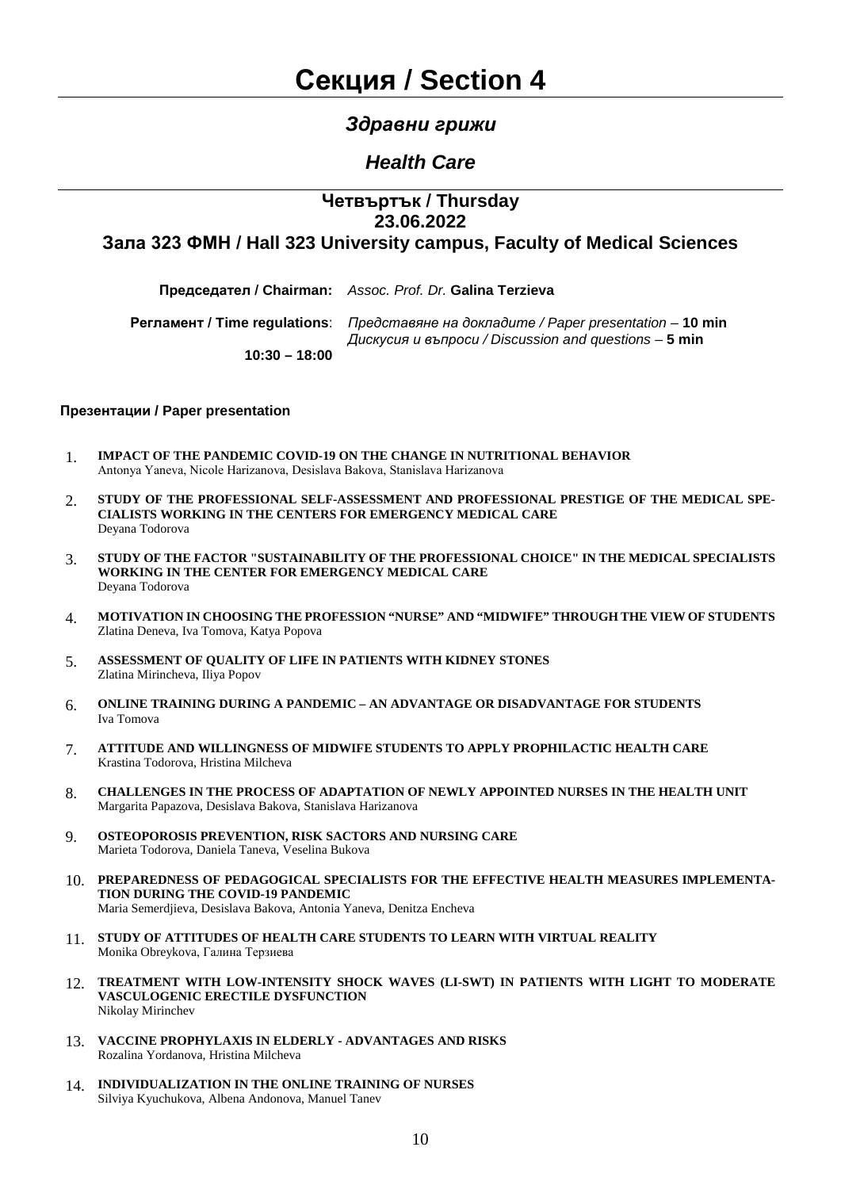# Секция / Section 4

## *Здравни грижи*

## *Health Care*

### Четвъртък / Thursday
### 23.06.2022
### Зала 323 ФМН / Hall 323 University campus, Faculty of Medical Sciences

**Председател / Chairman:** *Assoc. Prof. Dr.* **Galina Terzieva**

**Регламент / Time regulations**: *Представяне на докладите / Paper presentation* – **10 min**
*Дискусия и въпроси / Discussion and questions* – **5 min**

**10:30 – 18:00**

**Презентации / Paper presentation**

1. **IMPACT OF THE PANDEMIC COVID-19 ON THE CHANGE IN NUTRITIONAL BEHAVIOR**
   Antonya Yaneva, Nicole Harizanova, Desislava Bakova, Stanislava Harizanova

2. **STUDY OF THE PROFESSIONAL SELF-ASSESSMENT AND PROFESSIONAL PRESTIGE OF THE MEDICAL SPECIALISTS WORKING IN THE CENTERS FOR EMERGENCY MEDICAL CARE**
   Deyana Todorova

3. **STUDY OF THE FACTOR "SUSTAINABILITY OF THE PROFESSIONAL CHOICE" IN THE MEDICAL SPECIALISTS WORKING IN THE CENTER FOR EMERGENCY MEDICAL CARE**
   Deyana Todorova

4. **MOTIVATION IN CHOOSING THE PROFESSION "NURSE" AND "MIDWIFE" THROUGH THE VIEW OF STUDENTS**
   Zlatina Deneva, Iva Tomova, Katya Popova

5. **ASSESSMENT OF QUALITY OF LIFE IN PATIENTS WITH KIDNEY STONES**
   Zlatina Mirincheva, Iliya Popov

6. **ONLINE TRAINING DURING A PANDEMIC – AN ADVANTAGE OR DISADVANTAGE FOR STUDENTS**
   Iva Tomova

7. **ATTITUDE AND WILLINGNESS OF MIDWIFE STUDENTS TO APPLY PROPHILACTIC HEALTH CARE**
   Krastina Todorova, Hristina Milcheva

8. **CHALLENGES IN THE PROCESS OF ADAPTATION OF NEWLY APPOINTED NURSES IN THE HEALTH UNIT**
   Margarita Papazova, Desislava Bakova, Stanislava Harizanova

9. **OSTEOPOROSIS PREVENTION, RISK SACTORS AND NURSING CARE**
   Marieta Todorova, Daniela Taneva, Veselina Bukova

10. **PREPAREDNESS OF PEDAGOGICAL SPECIALISTS FOR THE EFFECTIVE HEALTH MEASURES IMPLEMENTATION DURING THE COVID-19 PANDEMIC**
    Maria Semerdjieva, Desislava Bakova, Antonia Yaneva, Denitza Encheva

11. **STUDY OF ATTITUDES OF HEALTH CARE STUDENTS TO LEARN WITH VIRTUAL REALITY**
    Monika Obreykova, Галина Терзиева

12. **TREATMENT WITH LOW-INTENSITY SHOCK WAVES (LI-SWT) IN PATIENTS WITH LIGHT TO MODERATE VASCULOGENIC ERECTILE DYSFUNCTION**
    Nikolay Mirinchev

13. **VACCINE PROPHYLAXIS IN ELDERLY - ADVANTAGES AND RISKS**
    Rozalina Yordanova, Hristina Milcheva

14. **INDIVIDUALIZATION IN THE ONLINE TRAINING OF NURSES**
    Silviya Kyuchukova, Albena Andonova, Manuel Tanev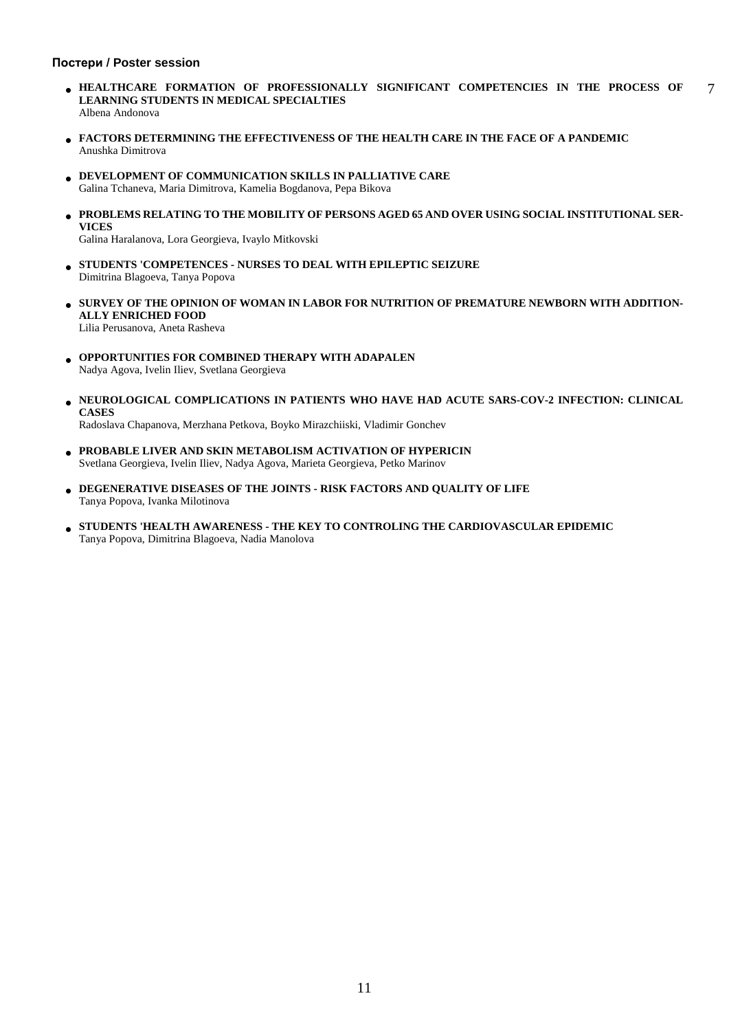**Постери / Poster session**

- **HEALTHCARE FORMATION OF PROFESSIONALLY SIGNIFICANT COMPETENCIES IN THE PROCESS OF LEARNING STUDENTS IN MEDICAL SPECIALTIES** 7
  Albena Andonova

- **FACTORS DETERMINING THE EFFECTIVENESS OF THE HEALTH CARE IN THE FACE OF A PANDEMIC**
  Anushka Dimitrova

- **DEVELOPMENT OF COMMUNICATION SKILLS IN PALLIATIVE CARE**
  Galina Tchaneva, Maria Dimitrova, Kamelia Bogdanova, Pepa Bikova

- **PROBLEMS RELATING TO THE MOBILITY OF PERSONS AGED 65 AND OVER USING SOCIAL INSTITUTIONAL SERVICES**
  Galina Haralanova, Lora Georgieva, Ivaylo Mitkovski

- **STUDENTS 'COMPETENCES - NURSES TO DEAL WITH EPILEPTIC SEIZURE**
  Dimitrina Blagoeva, Tanya Popova

- **SURVEY OF THE OPINION OF WOMAN IN LABOR FOR NUTRITION OF PREMATURE NEWBORN WITH ADDITIONALLY ENRICHED FOOD**
  Lilia Perusanova, Aneta Rasheva

- **OPPORTUNITIES FOR COMBINED THERAPY WITH ADAPALEN**
  Nadya Agova, Ivelin Iliev, Svetlana Georgieva

- **NEUROLOGICAL COMPLICATIONS IN PATIENTS WHO HAVE HAD ACUTE SARS-COV-2 INFECTION: CLINICAL CASES**
  Radoslava Chapanova, Merzhana Petkova, Boyko Mirazchiiski, Vladimir Gonchev

- **PROBABLE LIVER AND SKIN METABOLISM ACTIVATION OF HYPERICIN**
  Svetlana Georgieva, Ivelin Iliev, Nadya Agova, Marieta Georgieva, Petko Marinov

- **DEGENERATIVE DISEASES OF THE JOINTS - RISK FACTORS AND QUALITY OF LIFE**
  Tanya Popova, Ivanka Milotinova

- **STUDENTS 'HEALTH AWARENESS - THE KEY TO CONTROLING THE CARDIOVASCULAR EPIDEMIC**
  Tanya Popova, Dimitrina Blagoeva, Nadia Manolova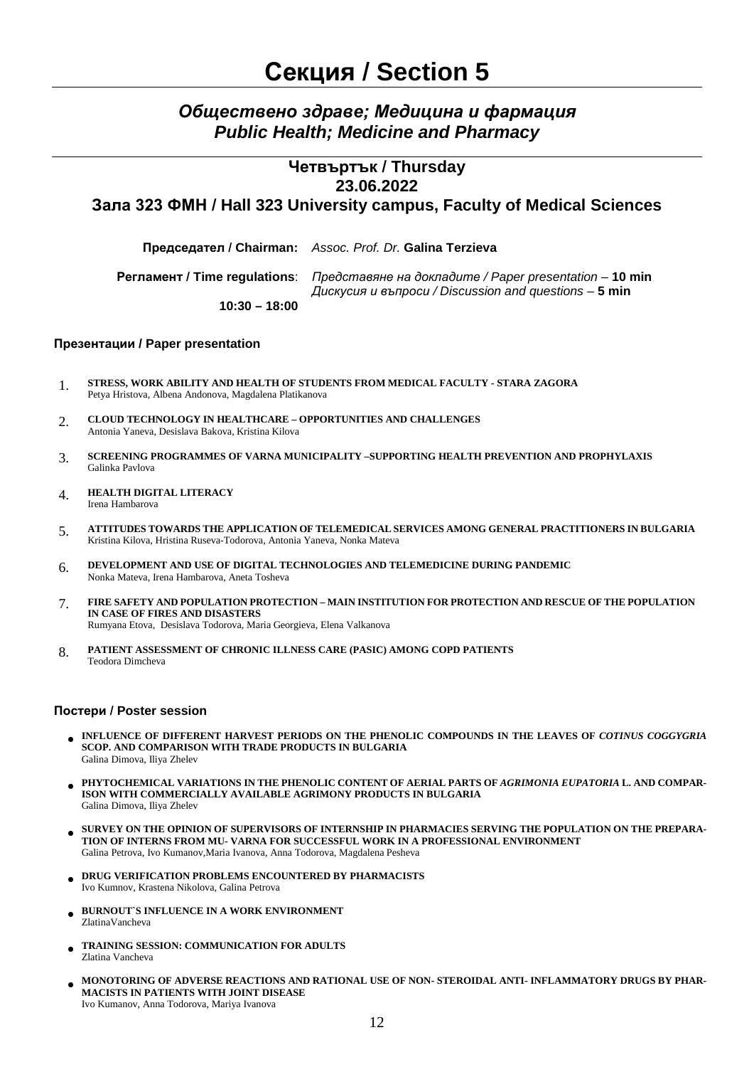# Секция / Section 5

## *Обществено здраве; Медицина и фармация*
## *Public Health; Medicine and Pharmacy*

### Четвъртък / Thursday
### 23.06.2022
### Зала 323 ФМН / Hall 323 University campus, Faculty of Medical Sciences

**Председател / Chairman:** *Assoc. Prof. Dr.* **Galina Terzieva**

**Регламент / Time regulations**: *Представяне на докладите / Paper presentation* – **10 min**
*Дискусия и въпроси / Discussion and questions* – **5 min**

**10:30 – 18:00**

#### Презентации / Paper presentation

1. **STRESS, WORK ABILITY AND HEALTH OF STUDENTS FROM MEDICAL FACULTY - STARA ZAGORA**
   Petya Hristova, Albena Andonova, Magdalena Platikanova

2. **CLOUD TECHNOLOGY IN HEALTHCARE – OPPORTUNITIES AND CHALLENGES**
   Antonia Yaneva, Desislava Bakova, Kristina Kilova

3. **SCREENING PROGRAMMES OF VARNA MUNICIPALITY –SUPPORTING HEALTH PREVENTION AND PROPHYLAXIS**
   Galinka Pavlova

4. **HEALTH DIGITAL LITERACY**
   Irena Hambarova

5. **ATTITUDES TOWARDS THE APPLICATION OF TELEMEDICAL SERVICES AMONG GENERAL PRACTITIONERS IN BULGARIA**
   Kristina Kilova, Hristina Ruseva-Todorova, Antonia Yaneva, Nonka Mateva

6. **DEVELOPMENT AND USE OF DIGITAL TECHNOLOGIES AND TELEMEDICINE DURING PANDEMIC**
   Nonka Mateva, Irena Hambarova, Aneta Tosheva

7. **FIRE SAFETY AND POPULATION PROTECTION – MAIN INSTITUTION FOR PROTECTION AND RESCUE OF THE POPULATION IN CASE OF FIRES AND DISASTERS**
   Rumyana Etova, Desislava Todorova, Maria Georgieva, Elena Valkanova

8. **PATIENT ASSESSMENT OF CHRONIC ILLNESS CARE (PASIC) AMONG COPD PATIENTS**
   Teodora Dimcheva

#### Постери / Poster session

- **INFLUENCE OF DIFFERENT HARVEST PERIODS ON THE PHENOLIC COMPOUNDS IN THE LEAVES OF *COTINUS COGGYGRIA* SCOP. AND COMPARISON WITH TRADE PRODUCTS IN BULGARIA**
  Galina Dimova, Iliya Zhelev

- **PHYTOCHEMICAL VARIATIONS IN THE PHENOLIC CONTENT OF AERIAL PARTS OF *AGRIMONIA EUPATORIA* L. AND COMPARISON WITH COMMERCIALLY AVAILABLE AGRIMONY PRODUCTS IN BULGARIA**
  Galina Dimova, Iliya Zhelev

- **SURVEY ON THE OPINION OF SUPERVISORS OF INTERNSHIP IN PHARMACIES SERVING THE POPULATION ON THE PREPARATION OF INTERNS FROM MU- VARNA FOR SUCCESSFUL WORK IN A PROFESSIONAL ENVIRONMENT**
  Galina Petrova, Ivo Kumanov,Maria Ivanova, Anna Todorova, Magdalena Pesheva

- **DRUG VERIFICATION PROBLEMS ENCOUNTERED BY PHARMACISTS**
  Ivo Kumnov, Krastena Nikolova, Galina Petrova

- **BURNOUT`S INFLUENCE IN A WORK ENVIRONMENT**
  ZlatinaVancheva

- **TRAINING SESSION: COMMUNICATION FOR ADULTS**
  Zlatina Vancheva

- **MONOTORING OF ADVERSE REACTIONS AND RATIONAL USE OF NON- STEROIDAL ANTI- INFLAMMATORY DRUGS BY PHARMACISTS IN PATIENTS WITH JOINT DISEASE**
  Ivo Kumanov, Anna Todorova, Mariya Ivanova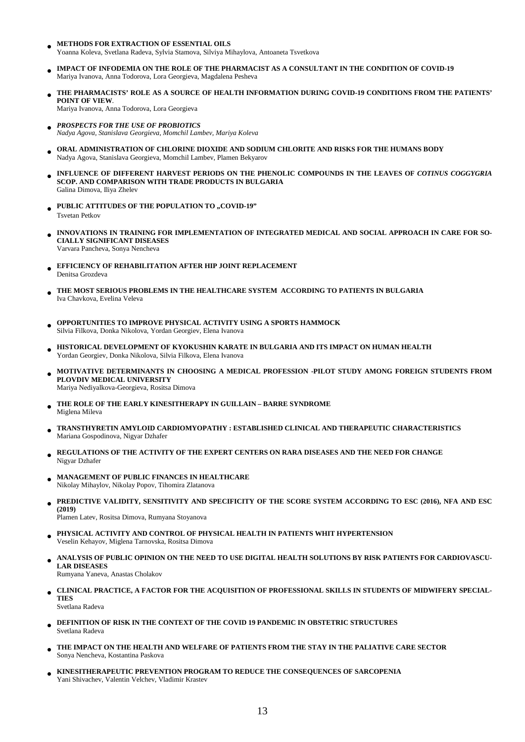- **METHODS FOR EXTRACTION OF ESSENTIAL OILS**
  Yoanna Koleva, Svetlana Radeva, Sylvia Stamova, Silviya Mihaylova, Antoaneta Tsvetkova

- **IMPACT OF INFODEMIA ON THE ROLE OF THE PHARMACIST AS A CONSULTANT IN THE CONDITION OF COVID-19**
  Mariya Ivanova, Anna Todorova, Lora Georgieva, Magdalena Pesheva

- **THE PHARMACISTS' ROLE AS A SOURCE OF HEALTH INFORMATION DURING COVID-19 CONDITIONS FROM THE PATIENTS' POINT OF VIEW**.
  Mariya Ivanova, Anna Todorova, Lora Georgieva

- ***PROSPECTS FOR THE USE OF PROBIOTICS***
  *Nadya Agova, Stanislava Georgieva, Momchil Lambev, Mariya Koleva*

- **ORAL ADMINISTRATION OF CHLORINE DIOXIDE AND SODIUM CHLORITE AND RISKS FOR THE HUMANS BODY**
  Nadya Agova, Stanislava Georgieva, Momchil Lambev, Plamen Bekyarov

- **INFLUENCE OF DIFFERENT HARVEST PERIODS ON THE PHENOLIC COMPOUNDS IN THE LEAVES OF *COTINUS COGGYGRIA* SCOP. AND COMPARISON WITH TRADE PRODUCTS IN BULGARIA**
  Galina Dimova, Iliya Zhelev

- **PUBLIC ATTITUDES OF THE POPULATION TO „COVID-19"**
  Tsvetan Petkov

- **INNOVATIONS IN TRAINING FOR IMPLEMENTATION OF INTEGRATED MEDICAL AND SOCIAL APPROACH IN CARE FOR SOCIALLY SIGNIFICANT DISEASES**
  Varvara Pancheva, Sonya Nencheva

- **EFFICIENCY OF REHABILITATION AFTER HIP JOINT REPLACEMENT**
  Denitsa Grozdeva

- **THE MOST SERIOUS PROBLEMS IN THE HEALTHCARE SYSTEM ACCORDING TO PATIENTS IN BULGARIA**
  Iva Chavkova, Evelina Veleva

- **OPPORTUNITIES TO IMPROVE PHYSICAL ACTIVITY USING A SPORTS HAMMOCK**
  Silvia Filkova, Donka Nikolova, Yordan Georgiev, Elena Ivanova

- **HISTORICAL DEVELOPMENT OF KYOKUSHIN KARATE IN BULGARIA AND ITS IMPACT ON HUMAN HEALTH**
  Yordan Georgiev, Donka Nikolova, Silvia Filkova, Elena Ivanova

- **MOTIVATIVE DETERMINANTS IN CHOOSING A MEDICAL PROFESSION -PILOT STUDY AMONG FOREIGN STUDENTS FROM PLOVDIV MEDICAL UNIVERSITY**
  Mariya Nediyalkova-Georgieva, Rositsa Dimova

- **THE ROLE OF THE EARLY KINESITHERAPY IN GUILLAIN – BARRE SYNDROME**
  Miglena Mileva

- **TRANSTHYRETIN AMYLOID CARDIOMYOPATHY : ESTABLISHED CLINICAL AND THERAPEUTIC CHARACTERISTICS**
  Mariana Gospodinova, Nigyar Dzhafer

- **REGULATIONS OF THE ACTIVITY OF THE EXPERT CENTERS ON RARA DISEASES AND THE NEED FOR CHANGE**
  Nigyar Dzhafer

- **MANAGEMENT OF PUBLIC FINANCES IN HEALTHCARE**
  Nikolay Mihaylov, Nikolay Popov, Tihomira Zlatanova

- **PREDICTIVE VALIDITY, SENSITIVITY AND SPECIFICITY OF THE SCORE SYSTEM ACCORDING TO ESC (2016), NFA AND ESC (2019)**
  Plamen Latev, Rositsa Dimova, Rumyana Stoyanova

- **PHYSICAL ACTIVITY AND CONTROL OF PHYSICAL HEALTH IN PATIENTS WHIT HYPERTENSION**
  Veselin Kehayov, Miglena Tarnovska, Rositsa Dimova

- **ANALYSIS OF PUBLIC OPINION ON THE NEED TO USE DIGITAL HEALTH SOLUTIONS BY RISK PATIENTS FOR CARDIOVASCULAR DISEASES**
  Rumyana Yaneva, Anastas Cholakov

- **CLINICAL PRACTICE, A FACTOR FOR THE ACQUISITION OF PROFESSIONAL SKILLS IN STUDENTS OF MIDWIFERY SPECIALTIES**
  Svetlana Radeva

- **DEFINITION OF RISK IN THE CONTEXT OF THE COVID 19 PANDEMIC IN OBSTETRIC STRUCTURES**
  Svetlana Radeva

- **THE IMPACT ON THE HEALTH AND WELFARE OF PATIENTS FROM THE STAY IN THE PALIATIVE CARE SECTOR**
  Sonya Nencheva, Kostantina Paskova

- **KINESITHERAPEUTIC PREVENTION PROGRAM TO REDUCE THE CONSEQUENCES OF SARCOPENIA**
  Yani Shivachev, Valentin Velchev, Vladimir Krastev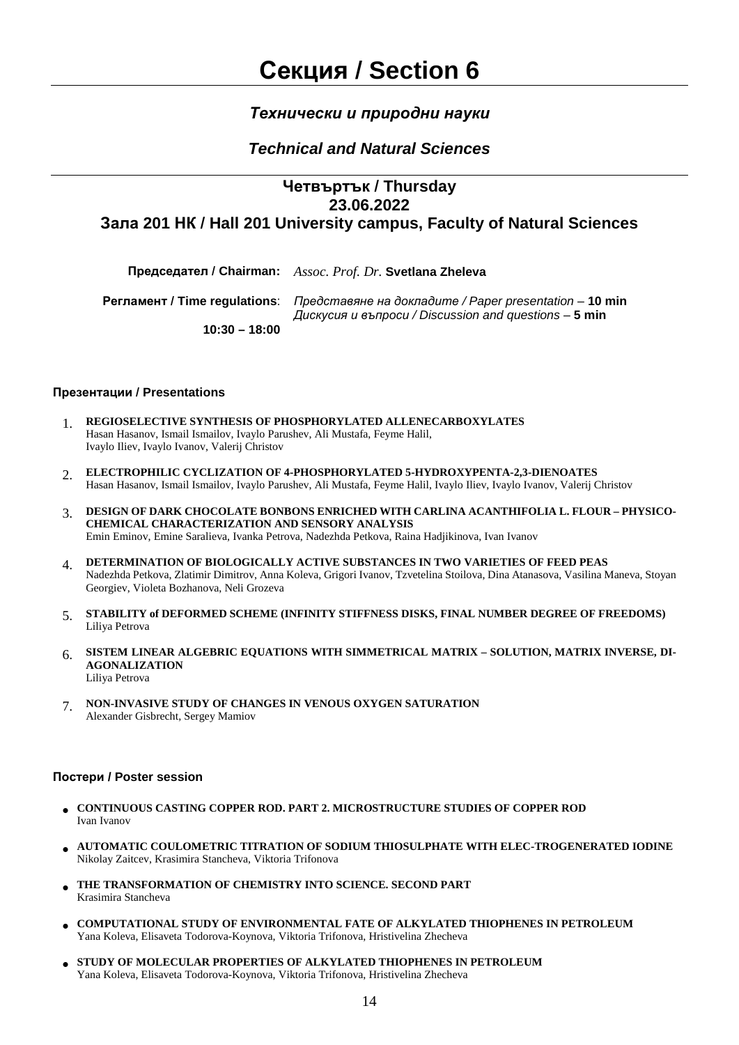# Секция / Section 6

### *Технически и природни науки*

### *Technical and Natural Sciences*

## Четвъртък / Thursday
## 23.06.2022
## Зала 201 НК / Hall 201 University campus, Faculty of Natural Sciences

**Председател / Chairman:** *Assoc. Prof. Dr.* **Svetlana Zheleva**

**Регламент / Time regulations**: *Представяне на докладите / Paper presentation* – **10 min**
*Дискусия и въпроси / Discussion and questions* – **5 min**

**10:30 – 18:00**

#### Презентации / Presentations

1. **REGIOSELECTIVE SYNTHESIS OF PHOSPHORYLATED ALLENECARBOXYLATES**
   Hasan Hasanov, Ismail Ismailov, Ivaylo Parushev, Ali Mustafa, Feyme Halil, Ivaylo Iliev, Ivaylo Ivanov, Valerij Christov

2. **ELECTROPHILIC CYCLIZATION OF 4-PHOSPHORYLATED 5-HYDROXYPENTA-2,3-DIENOATES**
   Hasan Hasanov, Ismail Ismailov, Ivaylo Parushev, Ali Mustafa, Feyme Halil, Ivaylo Iliev, Ivaylo Ivanov, Valerij Christov

3. **DESIGN OF DARK CHOCOLATE BONBONS ENRICHED WITH CARLINA ACANTHIFOLIA L. FLOUR – PHYSICO-CHEMICAL CHARACTERIZATION AND SENSORY ANALYSIS**
   Emin Eminov, Emine Saralieva, Ivanka Petrova, Nadezhda Petkova, Raina Hadjikinova, Ivan Ivanov

4. **DETERMINATION OF BIOLOGICALLY ACTIVE SUBSTANCES IN TWO VARIETIES OF FEED PEAS**
   Nadezhda Petkova, Zlatimir Dimitrov, Anna Koleva, Grigori Ivanov, Tzvetelina Stoilova, Dina Atanasova, Vasilina Maneva, Stoyan Georgiev, Violeta Bozhanova, Neli Grozeva

5. **STABILITY of DEFORMED SCHEME (INFINITY STIFFNESS DISKS, FINAL NUMBER DEGREE OF FREEDOMS)**
   Liliya Petrova

6. **SISTEM LINEAR ALGEBRIC EQUATIONS WITH SIMMETRICAL MATRIX – SOLUTION, MATRIX INVERSE, DI-AGONALIZATION**
   Liliya Petrova

7. **NON-INVASIVE STUDY OF CHANGES IN VENOUS OXYGEN SATURATION**
   Alexander Gisbrecht, Sergey Mamiov

#### Постери / Poster session

- **CONTINUOUS CASTING COPPER ROD. PART 2. MICROSTRUCTURE STUDIES OF COPPER ROD**
  Ivan Ivanov

- **AUTOMATIC COULOMETRIC TITRATION OF SODIUM THIOSULPHATE WITH ELEC-TROGENERATED IODINE**
  Nikolay Zaitcev, Krasimira Stancheva, Viktoria Trifonova

- **THE TRANSFORMATION OF CHEMISTRY INTO SCIENCE. SECOND PART**
  Krasimira Stancheva

- **COMPUTATIONAL STUDY OF ENVIRONMENTAL FATE OF ALKYLATED THIOPHENES IN PETROLEUM**
  Yana Koleva, Elisaveta Todorova-Koynova, Viktoria Trifonova, Hristivelina Zhecheva

- **STUDY OF MOLECULAR PROPERTIES OF ALKYLATED THIOPHENES IN PETROLEUM**
  Yana Koleva, Elisaveta Todorova-Koynova, Viktoria Trifonova, Hristivelina Zhecheva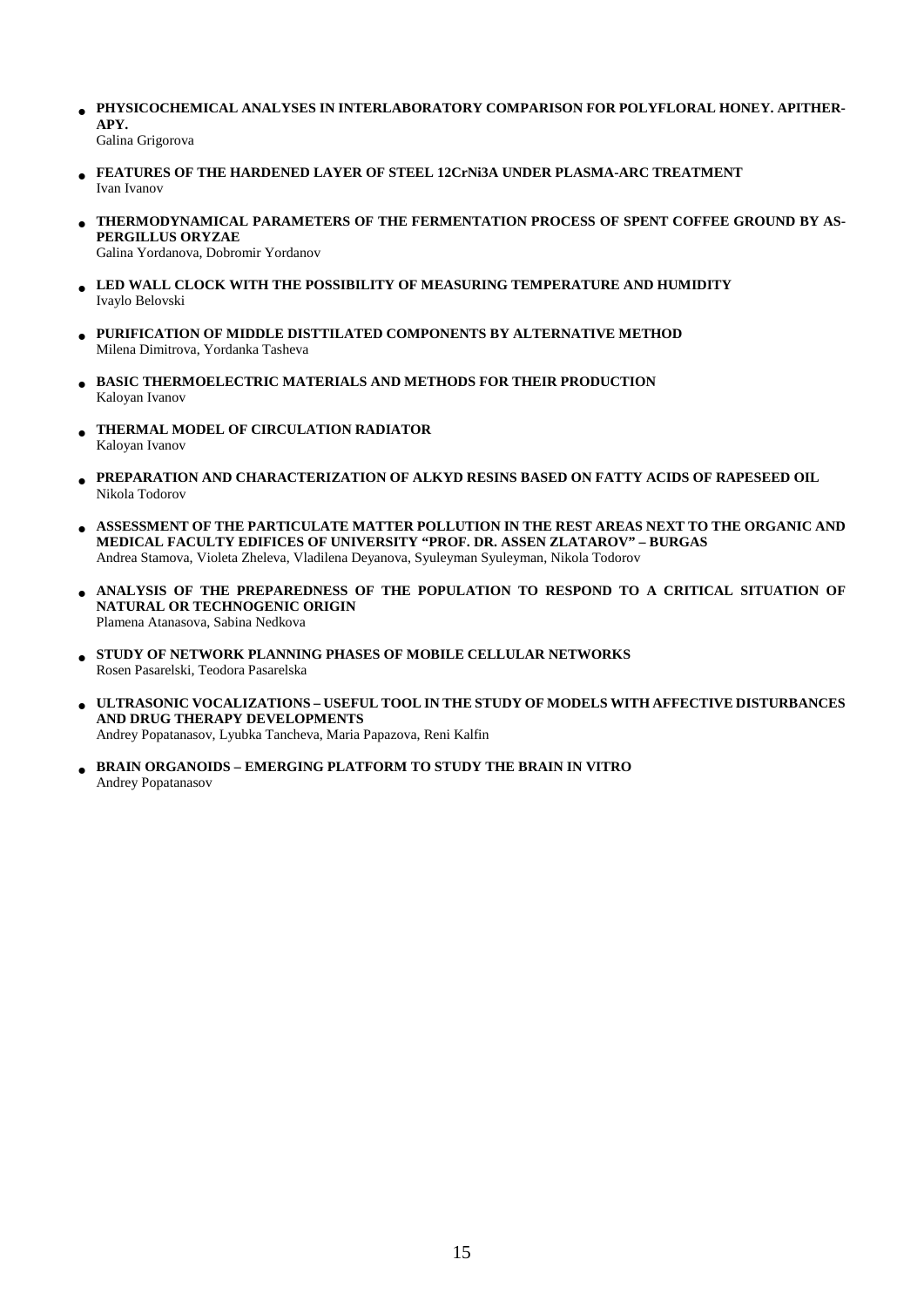- **PHYSICOCHEMICAL ANALYSES IN INTERLABORATORY COMPARISON FOR POLYFLORAL HONEY. APITHERAPY.**
  Galina Grigorova

- **FEATURES OF THE HARDENED LAYER OF STEEL 12CrNi3A UNDER PLASMA-ARC TREATMENT**
  Ivan Ivanov

- **THERMODYNAMICAL PARAMETERS OF THE FERMENTATION PROCESS OF SPENT COFFEE GROUND BY ASPERGILLUS ORYZAE**
  Galina Yordanova, Dobromir Yordanov

- **LED WALL CLOCK WITH THE POSSIBILITY OF MEASURING TEMPERATURE AND HUMIDITY**
  Ivaylo Belovski

- **PURIFICATION OF MIDDLE DISTTILATED COMPONENTS BY ALTERNATIVE METHOD**
  Milena Dimitrova, Yordanka Tasheva

- **BASIC THERMOELECTRIC MATERIALS AND METHODS FOR THEIR PRODUCTION**
  Kaloyan Ivanov

- **THERMAL MODEL OF CIRCULATION RADIATOR**
  Kaloyan Ivanov

- **PREPARATION AND CHARACTERIZATION OF ALKYD RESINS BASED ON FATTY ACIDS OF RAPESEED OIL**
  Nikola Todorov

- **ASSESSMENT OF THE PARTICULATE MATTER POLLUTION IN THE REST AREAS NEXT TO THE ORGANIC AND MEDICAL FACULTY EDIFICES OF UNIVERSITY "PROF. DR. ASSEN ZLATAROV" – BURGAS**
  Andrea Stamova, Violeta Zheleva, Vladilena Deyanova, Syuleyman Syuleyman, Nikola Todorov

- **ANALYSIS OF THE PREPAREDNESS OF THE POPULATION TO RESPOND TO A CRITICAL SITUATION OF NATURAL OR TECHNOGENIC ORIGIN**
  Plamena Atanasova, Sabina Nedkova

- **STUDY OF NETWORK PLANNING PHASES OF MOBILE CELLULAR NETWORKS**
  Rosen Pasarelski, Teodora Pasarelska

- **ULTRASONIC VOCALIZATIONS – USEFUL TOOL IN THE STUDY OF MODELS WITH AFFECTIVE DISTURBANCES AND DRUG THERAPY DEVELOPMENTS**
  Andrey Popatanasov, Lyubka Tancheva, Maria Papazova, Reni Kalfin

- **BRAIN ORGANOIDS – EMERGING PLATFORM TO STUDY THE BRAIN IN VITRO**
  Andrey Popatanasov